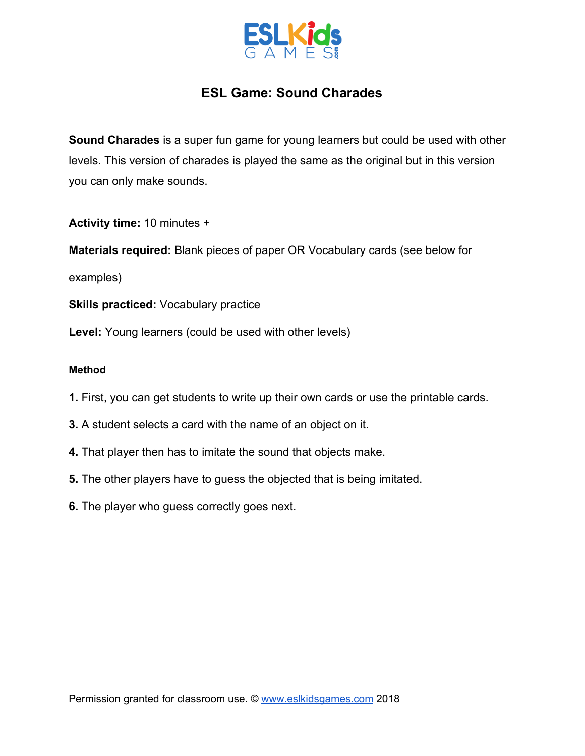# ESL Game: Sound Charades

**Sound Charades** is a super fun game for young learners but could be used with other levels. This version of charades is played the same as the original but in this version you can only make sounds.

**Activity time:** 10 minutes +

**Materials required:** Blank pieces of paper OR Vocabulary cards (see below for examples)

**Skills practiced:** Vocabulary practice

**Level:** Young learners (could be used with other levels)

**Method**

**1.** First, you can get students to write up their own cards or use the printable cards.

**3.** A student selects a card with the name of an object on it.

**4.** That player then has to imitate the sound that objects make.

**5.** The other players have to guess the objected that is being imitated.

**6.** The player who guess correctly goes next.

Permission granted for classroom use. © www.eslkidsgames.com 2018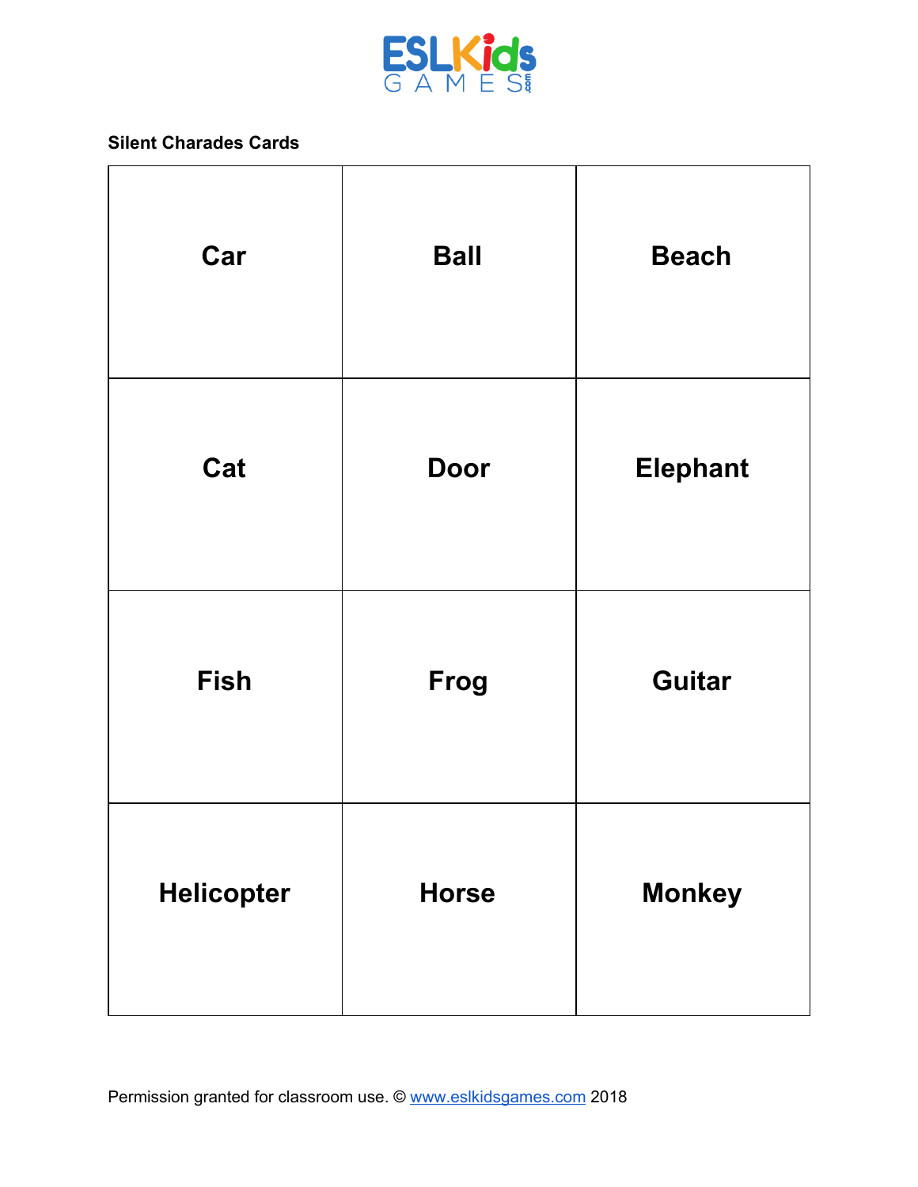ESLKids GAMES

**Silent Charades Cards**

| Car | Ball | Beach |
|---|---|---|
| Cat | Door | Elephant |
| Fish | Frog | Guitar |
| Helicopter | Horse | Monkey |

Permission granted for classroom use. © www.eslkidsgames.com 2018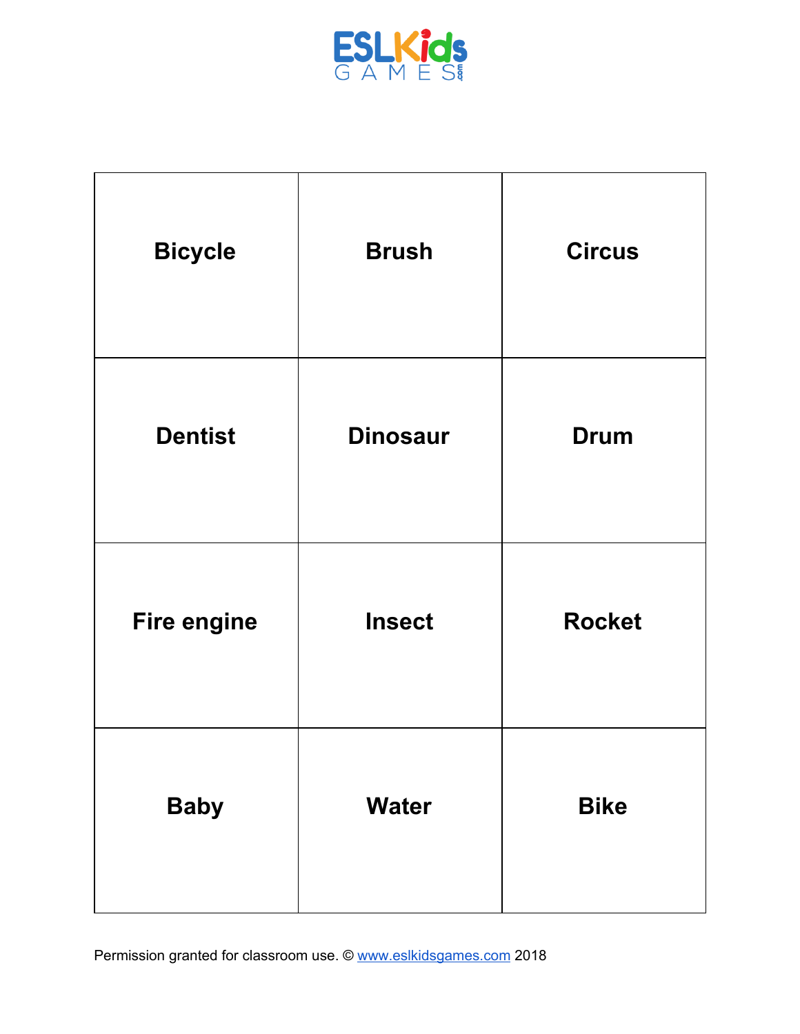ESLKids GAMES

| Bicycle | Brush | Circus |
|---|---|---|
| Dentist | Dinosaur | Drum |
| Fire engine | Insect | Rocket |
| Baby | Water | Bike |

Permission granted for classroom use. © www.eslkidsgames.com 2018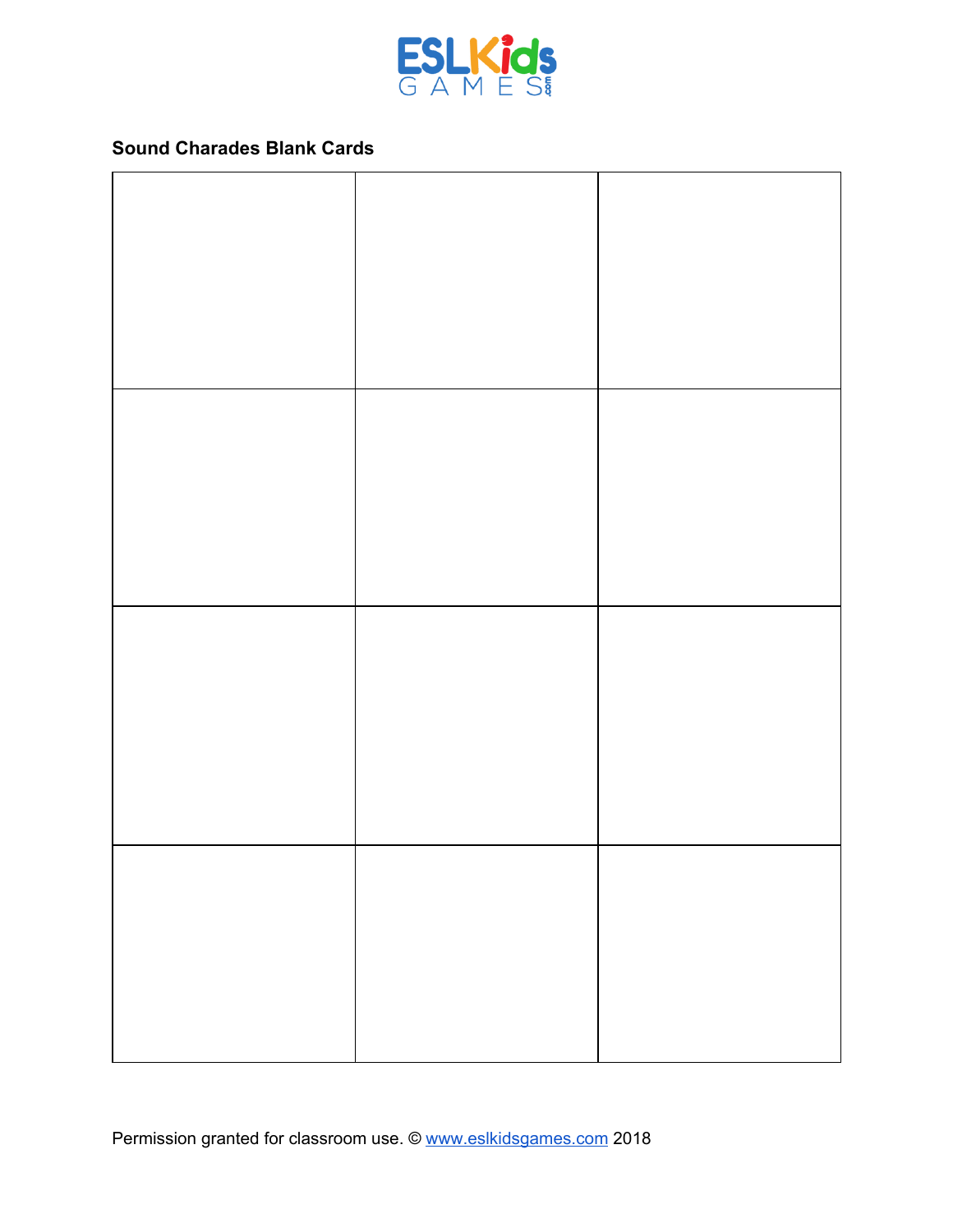**Sound Charades Blank Cards**

| | | |
|---|---|---|
| | | |
| | | |
| | | |
| | | |

Permission granted for classroom use. © www.eslkidsgames.com 2018